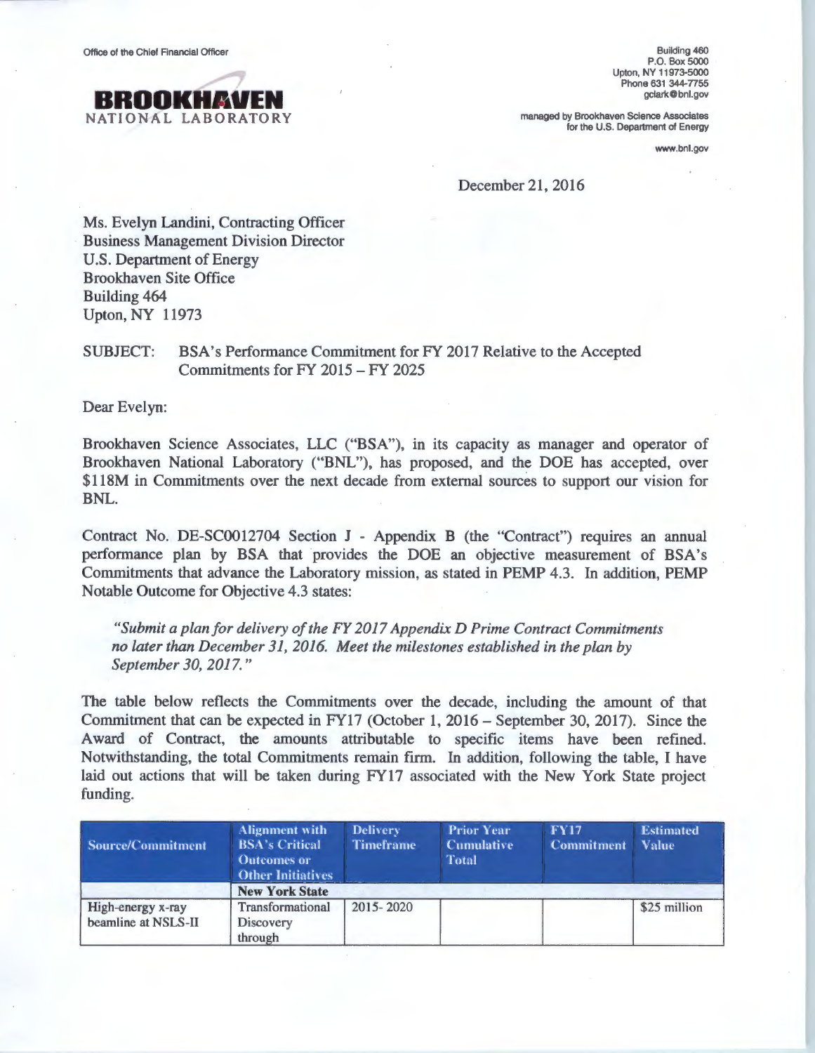Office of the Chief Financial Officer

**BROOKHAVEN**
NATIONAL LABORATORY

Building 460
P.O. Box 5000
Upton, NY 11973-5000
Phone 631 344-7755
gclark@bnl.gov

managed by Brookhaven Science Associates
for the U.S. Department of Energy

www.bnl.gov

December 21, 2016

Ms. Evelyn Landini, Contracting Officer
Business Management Division Director
U.S. Department of Energy
Brookhaven Site Office
Building 464
Upton, NY 11973

SUBJECT: BSA's Performance Commitment for FY 2017 Relative to the Accepted Commitments for FY 2015 – FY 2025

Dear Evelyn:

Brookhaven Science Associates, LLC ("BSA"), in its capacity as manager and operator of Brookhaven National Laboratory ("BNL"), has proposed, and the DOE has accepted, over $118M in Commitments over the next decade from external sources to support our vision for BNL.

Contract No. DE-SC0012704 Section J - Appendix B (the "Contract") requires an annual performance plan by BSA that provides the DOE an objective measurement of BSA's Commitments that advance the Laboratory mission, as stated in PEMP 4.3. In addition, PEMP Notable Outcome for Objective 4.3 states:

*"Submit a plan for delivery of the FY 2017 Appendix D Prime Contract Commitments no later than December 31, 2016. Meet the milestones established in the plan by September 30, 2017."*

The table below reflects the Commitments over the decade, including the amount of that Commitment that can be expected in FY17 (October 1, 2016 – September 30, 2017). Since the Award of Contract, the amounts attributable to specific items have been refined. Notwithstanding, the total Commitments remain firm. In addition, following the table, I have laid out actions that will be taken during FY17 associated with the New York State project funding.

| Source/Commitment | Alignment with BSA's Critical Outcomes or Other Initiatives | Delivery Timeframe | Prior Year Cumulative Total | FY17 Commitment | Estimated Value |
|---|---|---|---|---|---|
| | **New York State** | | | | |
| High-energy x-ray beamline at NSLS-II | Transformational Discovery through | 2015- 2020 | | | $25 million |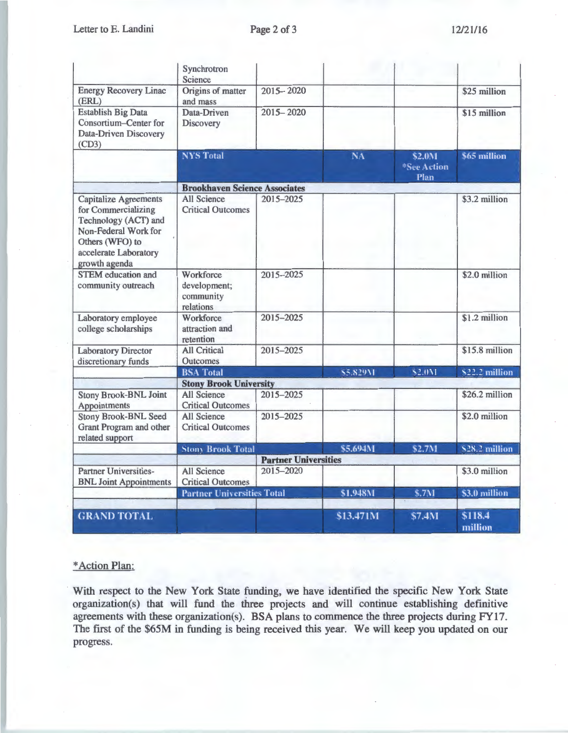| | Synchrotron Science | | | | |
|---|---|---|---|---|---|
| Energy Recovery Linac (ERL) | Origins of matter and mass | 2015–2020 | | | $25 million |
| Establish Big Data Consortium–Center for Data-Driven Discovery (CD3) | Data-Driven Discovery | 2015–2020 | | | $15 million |
| | **NYS Total** | | **NA** | **$2.0M *See Action Plan** | **$65 million** |
| | **Brookhaven Science Associates** | | | | |
| Capitalize Agreements for Commercializing Technology (ACT) and Non-Federal Work for Others (WFO) to accelerate Laboratory growth agenda | All Science Critical Outcomes | 2015–2025 | | | $3.2 million |
| STEM education and community outreach | Workforce development; community relations | 2015–2025 | | | $2.0 million |
| Laboratory employee college scholarships | Workforce attraction and retention | 2015–2025 | | | $1.2 million |
| Laboratory Director discretionary funds | All Critical Outcomes | 2015–2025 | | | $15.8 million |
| | **BSA Total** | | **$5.829M** | **$2.0M** | **$22.2 million** |
| | **Stony Brook University** | | | | |
| Stony Brook-BNL Joint Appointments | All Science Critical Outcomes | 2015–2025 | | | $26.2 million |
| Stony Brook-BNL Seed Grant Program and other related support | All Science Critical Outcomes | 2015–2025 | | | $2.0 million |
| | **Stony Brook Total** | | **$5.694M** | **$2.7M** | **$28.2 million** |
| | | **Partner Universities** | | | |
| Partner Universities-BNL Joint Appointments | All Science Critical Outcomes | 2015–2020 | | | $3.0 million |
| | **Partner Universities Total** | | **$1.948M** | **$.7M** | **$3.0 million** |
| | | | | | |
| **GRAND TOTAL** | | | **$13.471M** | **$7.4M** | **$118.4 million** |

*Action Plan:

With respect to the New York State funding, we have identified the specific New York State organization(s) that will fund the three projects and will continue establishing definitive agreements with these organization(s). BSA plans to commence the three projects during FY17. The first of the $65M in funding is being received this year. We will keep you updated on our progress.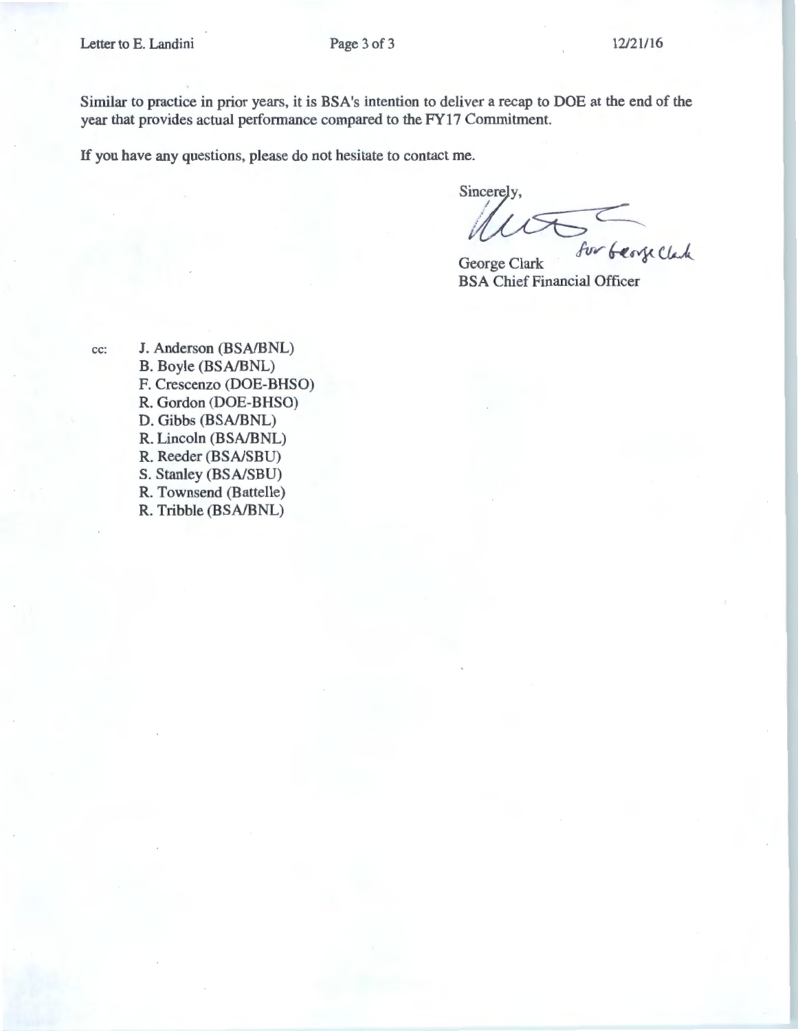Similar to practice in prior years, it is BSA's intention to deliver a recap to DOE at the end of the year that provides actual performance compared to the FY17 Commitment.

If you have any questions, please do not hesitate to contact me.

Sincerely,

for George Clark

George Clark
BSA Chief Financial Officer

cc:
J. Anderson (BSA/BNL)
B. Boyle (BSA/BNL)
F. Crescenzo (DOE-BHSO)
R. Gordon (DOE-BHSO)
D. Gibbs (BSA/BNL)
R. Lincoln (BSA/BNL)
R. Reeder (BSA/SBU)
S. Stanley (BSA/SBU)
R. Townsend (Battelle)
R. Tribble (BSA/BNL)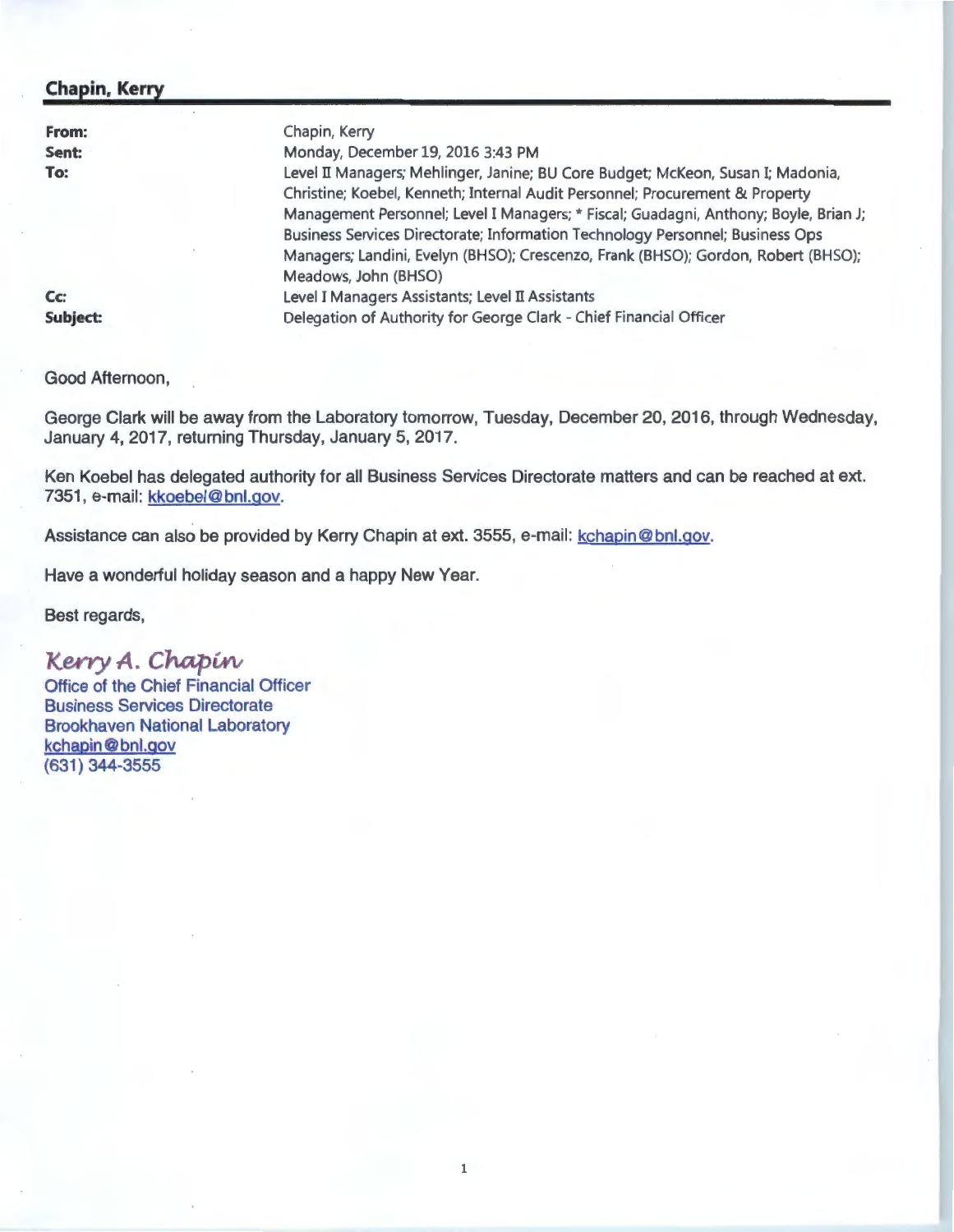## Chapin, Kerry

| | |
|---|---|
| **From:** | Chapin, Kerry |
| **Sent:** | Monday, December 19, 2016 3:43 PM |
| **To:** | Level II Managers; Mehlinger, Janine; BU Core Budget; McKeon, Susan I; Madonia, Christine; Koebel, Kenneth; Internal Audit Personnel; Procurement & Property Management Personnel; Level I Managers; * Fiscal; Guadagni, Anthony; Boyle, Brian J; Business Services Directorate; Information Technology Personnel; Business Ops Managers; Landini, Evelyn (BHSO); Crescenzo, Frank (BHSO); Gordon, Robert (BHSO); Meadows, John (BHSO) |
| **Cc:** | Level I Managers Assistants; Level II Assistants |
| **Subject:** | Delegation of Authority for George Clark - Chief Financial Officer |

Good Afternoon,

George Clark will be away from the Laboratory tomorrow, Tuesday, December 20, 2016, through Wednesday, January 4, 2017, returning Thursday, January 5, 2017.

Ken Koebel has delegated authority for all Business Services Directorate matters and can be reached at ext. 7351, e-mail: kkoebel@bnl.gov.

Assistance can also be provided by Kerry Chapin at ext. 3555, e-mail: kchapin@bnl.gov.

Have a wonderful holiday season and a happy New Year.

Best regards,

*Kerry A. Chapin*
Office of the Chief Financial Officer
Business Services Directorate
Brookhaven National Laboratory
kchapin@bnl.gov
(631) 344-3555